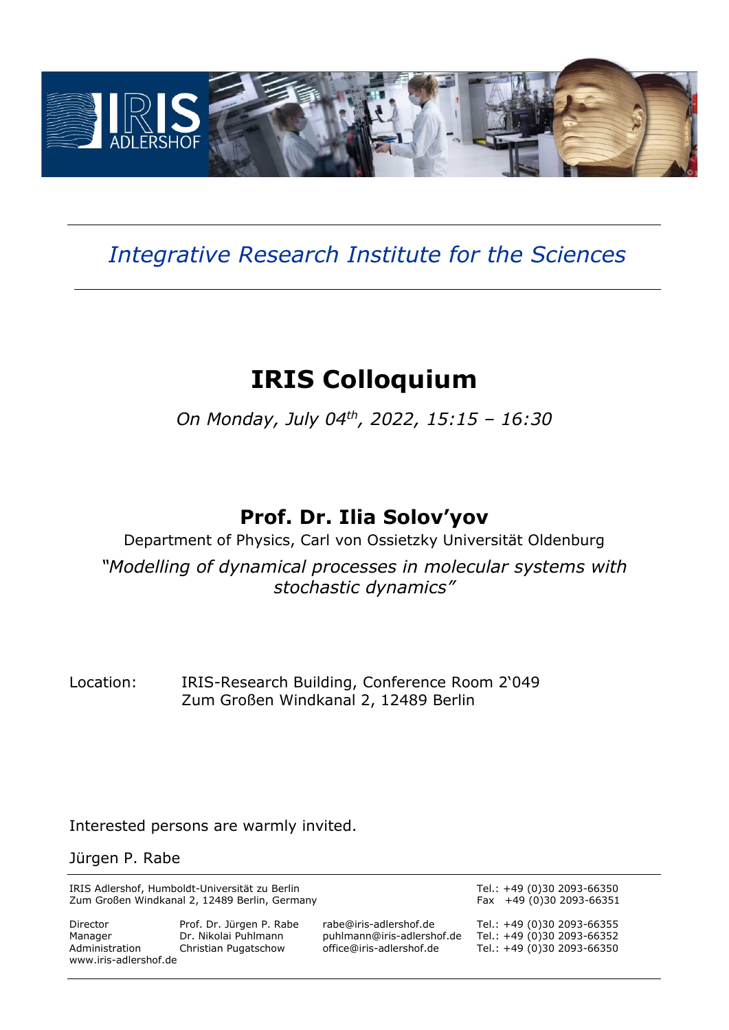*Integrative Research Institute for the Sciences*

# IRIS Colloquium

*On Monday, July 04th, 2022, 15:15 – 16:30*

## Prof. Dr. Ilia Solov'yov

Department of Physics, Carl von Ossietzky Universität Oldenburg

*"Modelling of dynamical processes in molecular systems with stochastic dynamics"*

Location: IRIS-Research Building, Conference Room 2'049
Zum Großen Windkanal 2, 12489 Berlin

Interested persons are warmly invited.

Jürgen P. Rabe

IRIS Adlershof, Humboldt-Universität zu Berlin
Zum Großen Windkanal 2, 12489 Berlin, Germany

Tel.: +49 (0)30 2093-66350
Fax +49 (0)30 2093-66351

| | | | |
|---|---|---|---|
| Director | Prof. Dr. Jürgen P. Rabe | rabe@iris-adlershof.de | Tel.: +49 (0)30 2093-66355 |
| Manager | Dr. Nikolai Puhlmann | puhlmann@iris-adlershof.de | Tel.: +49 (0)30 2093-66352 |
| Administration | Christian Pugatschow | office@iris-adlershof.de | Tel.: +49 (0)30 2093-66350 |

www.iris-adlershof.de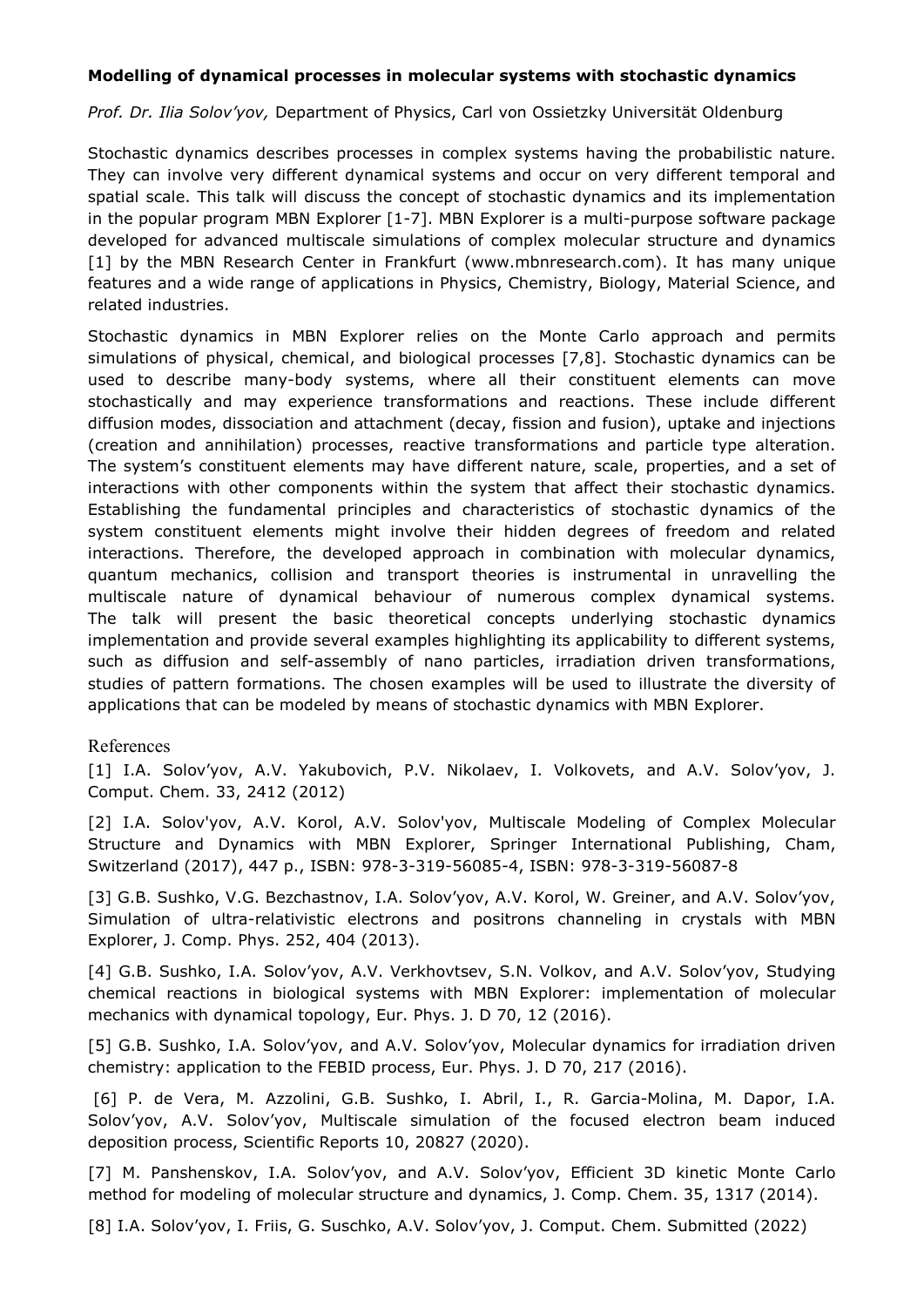**Modelling of dynamical processes in molecular systems with stochastic dynamics**

*Prof. Dr. Ilia Solov'yov,* Department of Physics, Carl von Ossietzky Universität Oldenburg

Stochastic dynamics describes processes in complex systems having the probabilistic nature. They can involve very different dynamical systems and occur on very different temporal and spatial scale. This talk will discuss the concept of stochastic dynamics and its implementation in the popular program MBN Explorer [1-7]. MBN Explorer is a multi-purpose software package developed for advanced multiscale simulations of complex molecular structure and dynamics [1] by the MBN Research Center in Frankfurt (www.mbnresearch.com). It has many unique features and a wide range of applications in Physics, Chemistry, Biology, Material Science, and related industries.

Stochastic dynamics in MBN Explorer relies on the Monte Carlo approach and permits simulations of physical, chemical, and biological processes [7,8]. Stochastic dynamics can be used to describe many-body systems, where all their constituent elements can move stochastically and may experience transformations and reactions. These include different diffusion modes, dissociation and attachment (decay, fission and fusion), uptake and injections (creation and annihilation) processes, reactive transformations and particle type alteration. The system's constituent elements may have different nature, scale, properties, and a set of interactions with other components within the system that affect their stochastic dynamics. Establishing the fundamental principles and characteristics of stochastic dynamics of the system constituent elements might involve their hidden degrees of freedom and related interactions. Therefore, the developed approach in combination with molecular dynamics, quantum mechanics, collision and transport theories is instrumental in unravelling the multiscale nature of dynamical behaviour of numerous complex dynamical systems. The talk will present the basic theoretical concepts underlying stochastic dynamics implementation and provide several examples highlighting its applicability to different systems, such as diffusion and self-assembly of nano particles, irradiation driven transformations, studies of pattern formations. The chosen examples will be used to illustrate the diversity of applications that can be modeled by means of stochastic dynamics with MBN Explorer.

References

[1] I.A. Solov'yov, A.V. Yakubovich, P.V. Nikolaev, I. Volkovets, and A.V. Solov'yov, J. Comput. Chem. 33, 2412 (2012)

[2] I.A. Solov'yov, A.V. Korol, A.V. Solov'yov, Multiscale Modeling of Complex Molecular Structure and Dynamics with MBN Explorer, Springer International Publishing, Cham, Switzerland (2017), 447 p., ISBN: 978-3-319-56085-4, ISBN: 978-3-319-56087-8

[3] G.B. Sushko, V.G. Bezchastnov, I.A. Solov'yov, A.V. Korol, W. Greiner, and A.V. Solov'yov, Simulation of ultra-relativistic electrons and positrons channeling in crystals with MBN Explorer, J. Comp. Phys. 252, 404 (2013).

[4] G.B. Sushko, I.A. Solov'yov, A.V. Verkhovtsev, S.N. Volkov, and A.V. Solov'yov, Studying chemical reactions in biological systems with MBN Explorer: implementation of molecular mechanics with dynamical topology, Eur. Phys. J. D 70, 12 (2016).

[5] G.B. Sushko, I.A. Solov'yov, and A.V. Solov'yov, Molecular dynamics for irradiation driven chemistry: application to the FEBID process, Eur. Phys. J. D 70, 217 (2016).

[6] P. de Vera, M. Azzolini, G.B. Sushko, I. Abril, I., R. Garcia-Molina, M. Dapor, I.A. Solov'yov, A.V. Solov'yov, Multiscale simulation of the focused electron beam induced deposition process, Scientific Reports 10, 20827 (2020).

[7] M. Panshenskov, I.A. Solov'yov, and A.V. Solov'yov, Efficient 3D kinetic Monte Carlo method for modeling of molecular structure and dynamics, J. Comp. Chem. 35, 1317 (2014).

[8] I.A. Solov'yov, I. Friis, G. Suschko, A.V. Solov'yov, J. Comput. Chem. Submitted (2022)